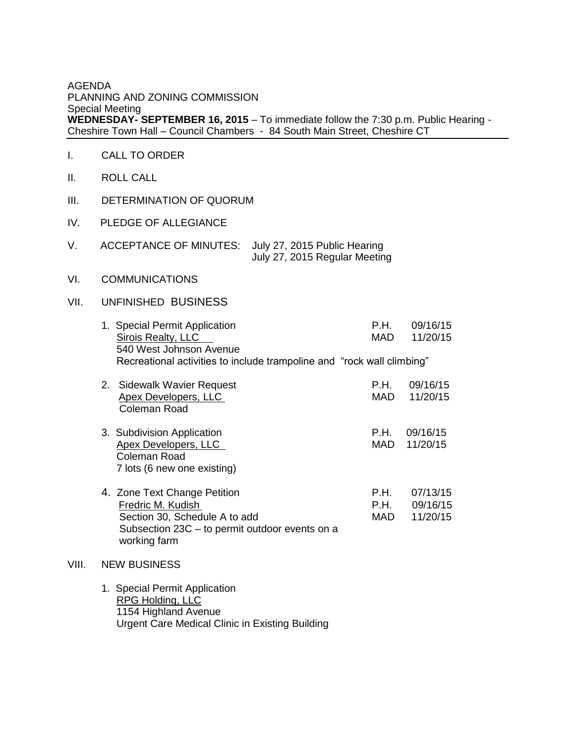AGENDA
PLANNING AND ZONING COMMISSION
Special Meeting
**WEDNESDAY- SEPTEMBER 16, 2015** – To immediate follow the 7:30 p.m. Public Hearing - Cheshire Town Hall – Council Chambers - 84 South Main Street, Cheshire CT

---

I. CALL TO ORDER

II. ROLL CALL

III. DETERMINATION OF QUORUM

IV. PLEDGE OF ALLEGIANCE

V. ACCEPTANCE OF MINUTES: July 27, 2015 Public Hearing
July 27, 2015 Regular Meeting

VI. COMMUNICATIONS

VII. UNFINISHED BUSINESS

1. Special Permit Application — P.H. 09/16/15
   Sirois Realty, LLC — MAD 11/20/15
   540 West Johnson Avenue
   Recreational activities to include trampoline and "rock wall climbing"

2. Sidewalk Wavier Request — P.H. 09/16/15
   Apex Developers, LLC — MAD 11/20/15
   Coleman Road

3. Subdivision Application — P.H. 09/16/15
   Apex Developers, LLC — MAD 11/20/15
   Coleman Road
   7 lots (6 new one existing)

4. Zone Text Change Petition — P.H. 07/13/15
   Fredric M. Kudish — P.H. 09/16/15
   Section 30, Schedule A to add — MAD 11/20/15
   Subsection 23C – to permit outdoor events on a working farm

VIII. NEW BUSINESS

1. Special Permit Application
   RPG Holding, LLC
   1154 Highland Avenue
   Urgent Care Medical Clinic in Existing Building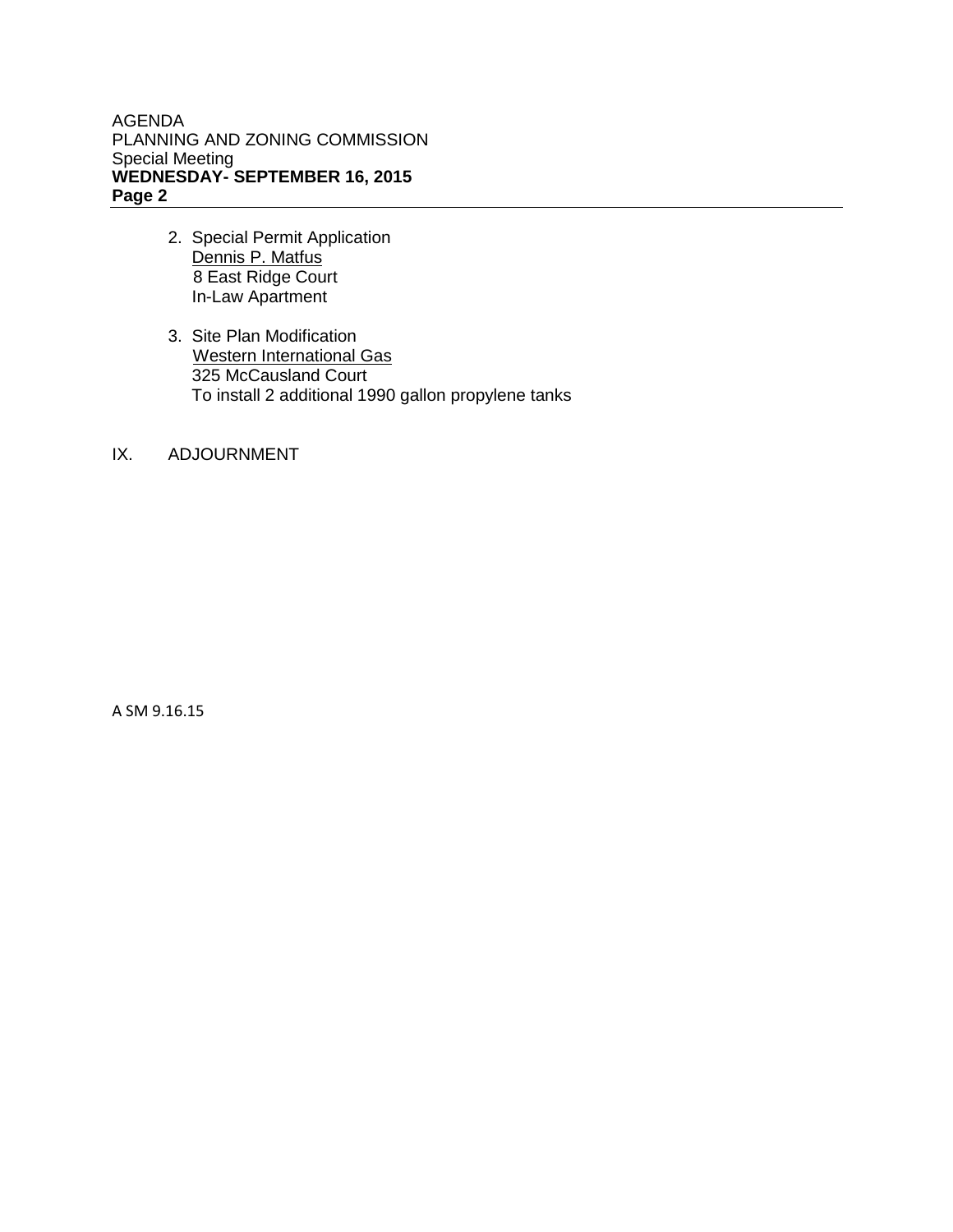2. Special Permit Application
   Dennis P. Matfus
   8 East Ridge Court
   In-Law Apartment

3. Site Plan Modification
   Western International Gas
   325 McCausland Court
   To install 2 additional 1990 gallon propylene tanks

IX. ADJOURNMENT

A SM 9.16.15